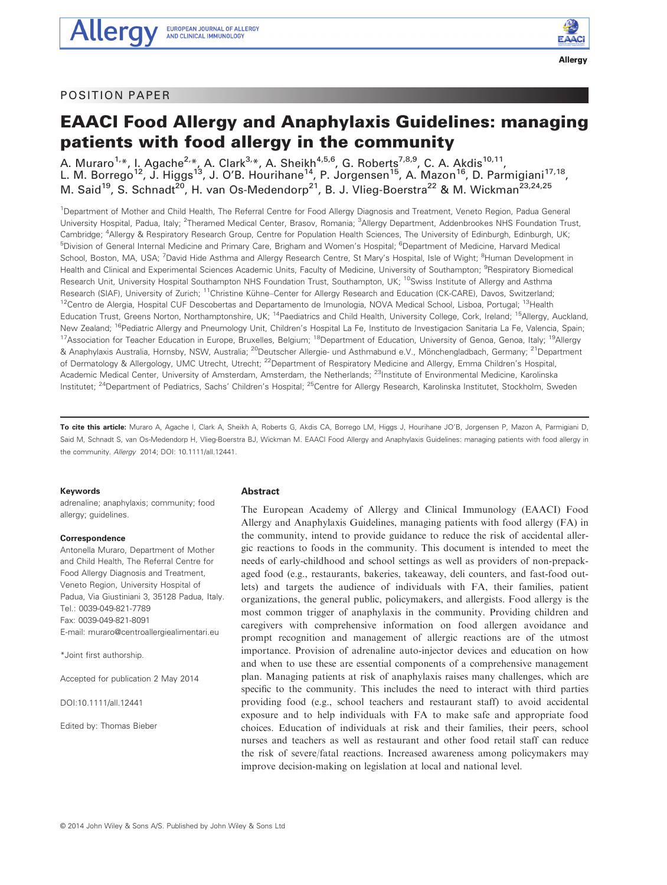POSITION PAPER

# EAACI Food Allergy and Anaphylaxis Guidelines: managing patients with food allergy in the community

A. Muraro[1,*], I. Agache[2,*], A. Clark[3,*], A. Sheikh[4,5,6], G. Roberts[7,8,9], C. A. Akdis[10,11], L. M. Borrego[12], J. Higgs[13], J. O'B. Hourihane[14], P. Jorgensen[15], A. Mazon[16], D. Parmigiani[17,18], M. Said[19], S. Schnadt[20], H. van Os-Medendorp[21], B. J. Vlieg-Boerstra[22] & M. Wickman[23,24,25]

[1]Department of Mother and Child Health, The Referral Centre for Food Allergy Diagnosis and Treatment, Veneto Region, Padua General University Hospital, Padua, Italy; [2]Theramed Medical Center, Brasov, Romania; [3]Allergy Department, Addenbrookes NHS Foundation Trust, Cambridge; [4]Allergy & Respiratory Research Group, Centre for Population Health Sciences, The University of Edinburgh, Edinburgh, UK; [5]Division of General Internal Medicine and Primary Care, Brigham and Women's Hospital; [6]Department of Medicine, Harvard Medical School, Boston, MA, USA; [7]David Hide Asthma and Allergy Research Centre, St Mary's Hospital, Isle of Wight; [8]Human Development in Health and Clinical and Experimental Sciences Academic Units, Faculty of Medicine, University of Southampton; [9]Respiratory Biomedical Research Unit, University Hospital Southampton NHS Foundation Trust, Southampton, UK; [10]Swiss Institute of Allergy and Asthma Research (SIAF), University of Zurich; [11]Christine Kühne–Center for Allergy Research and Education (CK-CARE), Davos, Switzerland; [12]Centro de Alergia, Hospital CUF Descobertas and Departamento de Imunologia, NOVA Medical School, Lisboa, Portugal; [13]Health Education Trust, Greens Norton, Northamptonshire, UK; [14]Paediatrics and Child Health, University College, Cork, Ireland; [15]Allergy, Auckland, New Zealand; [16]Pediatric Allergy and Pneumology Unit, Children's Hospital La Fe, Instituto de Investigacion Sanitaria La Fe, Valencia, Spain; [17]Association for Teacher Education in Europe, Bruxelles, Belgium; [18]Department of Education, University of Genoa, Genoa, Italy; [19]Allergy & Anaphylaxis Australia, Hornsby, NSW, Australia; [20]Deutscher Allergie- und Asthmabund e.V., Mönchengladbach, Germany; [21]Department of Dermatology & Allergology, UMC Utrecht, Utrecht; [22]Department of Respiratory Medicine and Allergy, Emma Children's Hospital, Academic Medical Center, University of Amsterdam, Amsterdam, the Netherlands; [23]Institute of Environmental Medicine, Karolinska Institutet; [24]Department of Pediatrics, Sachs' Children's Hospital; [25]Centre for Allergy Research, Karolinska Institutet, Stockholm, Sweden

**To cite this article:** Muraro A, Agache I, Clark A, Sheikh A, Roberts G, Akdis CA, Borrego LM, Higgs J, Hourihane JO'B, Jorgensen P, Mazon A, Parmigiani D, Said M, Schnadt S, van Os-Medendorp H, Vlieg-Boerstra BJ, Wickman M. EAACI Food Allergy and Anaphylaxis Guidelines: managing patients with food allergy in the community. *Allergy* 2014; DOI: 10.1111/all.12441.

**Keywords**

adrenaline; anaphylaxis; community; food allergy; guidelines.

**Correspondence**

Antonella Muraro, Department of Mother and Child Health, The Referral Centre for Food Allergy Diagnosis and Treatment, Veneto Region, University Hospital of Padua, Via Giustiniani 3, 35128 Padua, Italy.
Tel.: 0039-049-821-7789
Fax: 0039-049-821-8091
E-mail: muraro@centroallergiealimentari.eu

*Joint first authorship.

Accepted for publication 2 May 2014

DOI:10.1111/all.12441

Edited by: Thomas Bieber

## Abstract

The European Academy of Allergy and Clinical Immunology (EAACI) Food Allergy and Anaphylaxis Guidelines, managing patients with food allergy (FA) in the community, intend to provide guidance to reduce the risk of accidental allergic reactions to foods in the community. This document is intended to meet the needs of early-childhood and school settings as well as providers of non-prepackaged food (e.g., restaurants, bakeries, takeaway, deli counters, and fast-food outlets) and targets the audience of individuals with FA, their families, patient organizations, the general public, policymakers, and allergists. Food allergy is the most common trigger of anaphylaxis in the community. Providing children and caregivers with comprehensive information on food allergen avoidance and prompt recognition and management of allergic reactions are of the utmost importance. Provision of adrenaline auto-injector devices and education on how and when to use these are essential components of a comprehensive management plan. Managing patients at risk of anaphylaxis raises many challenges, which are specific to the community. This includes the need to interact with third parties providing food (e.g., school teachers and restaurant staff) to avoid accidental exposure and to help individuals with FA to make safe and appropriate food choices. Education of individuals at risk and their families, their peers, school nurses and teachers as well as restaurant and other food retail staff can reduce the risk of severe/fatal reactions. Increased awareness among policymakers may improve decision-making on legislation at local and national level.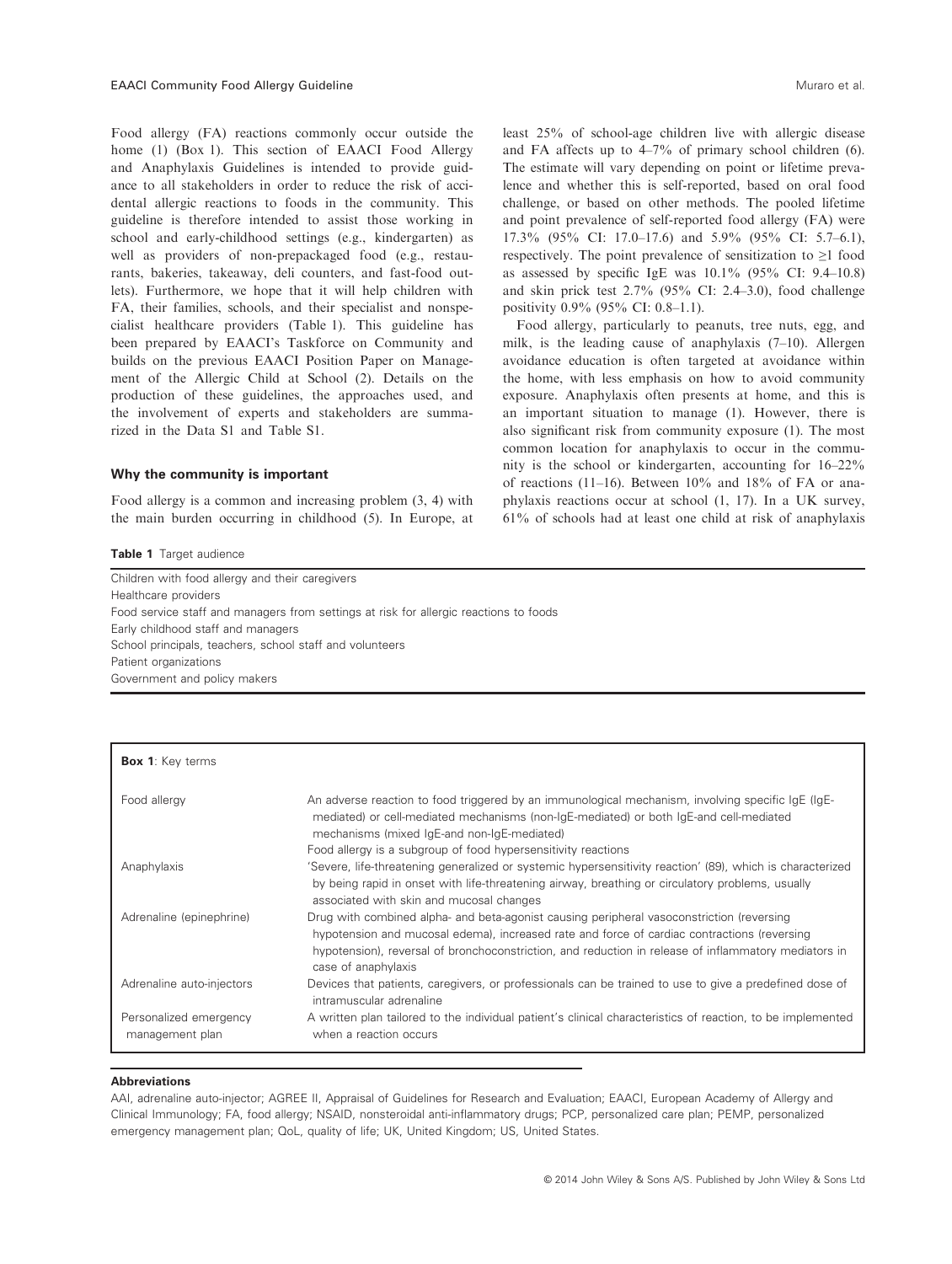Food allergy (FA) reactions commonly occur outside the home (1) (Box 1). This section of EAACI Food Allergy and Anaphylaxis Guidelines is intended to provide guidance to all stakeholders in order to reduce the risk of accidental allergic reactions to foods in the community. This guideline is therefore intended to assist those working in school and early-childhood settings (e.g., kindergarten) as well as providers of non-prepackaged food (e.g., restaurants, bakeries, takeaway, deli counters, and fast-food outlets). Furthermore, we hope that it will help children with FA, their families, schools, and their specialist and nonspecialist healthcare providers (Table 1). This guideline has been prepared by EAACI's Taskforce on Community and builds on the previous EAACI Position Paper on Management of the Allergic Child at School (2). Details on the production of these guidelines, the approaches used, and the involvement of experts and stakeholders are summarized in the Data S1 and Table S1.

### Why the community is important

Food allergy is a common and increasing problem (3, 4) with the main burden occurring in childhood (5). In Europe, at least 25% of school-age children live with allergic disease and FA affects up to 4–7% of primary school children (6). The estimate will vary depending on point or lifetime prevalence and whether this is self-reported, based on oral food challenge, or based on other methods. The pooled lifetime and point prevalence of self-reported food allergy (FA) were 17.3% (95% CI: 17.0–17.6) and 5.9% (95% CI: 5.7–6.1), respectively. The point prevalence of sensitization to ≥1 food as assessed by specific IgE was 10.1% (95% CI: 9.4–10.8) and skin prick test 2.7% (95% CI: 2.4–3.0), food challenge positivity 0.9% (95% CI: 0.8–1.1).

Food allergy, particularly to peanuts, tree nuts, egg, and milk, is the leading cause of anaphylaxis (7–10). Allergen avoidance education is often targeted at avoidance within the home, with less emphasis on how to avoid community exposure. Anaphylaxis often presents at home, and this is an important situation to manage (1). However, there is also significant risk from community exposure (1). The most common location for anaphylaxis to occur in the community is the school or kindergarten, accounting for 16–22% of reactions (11–16). Between 10% and 18% of FA or anaphylaxis reactions occur at school (1, 17). In a UK survey, 61% of schools had at least one child at risk of anaphylaxis

**Table 1** Target audience

| Target audience |
|---|
| Children with food allergy and their caregivers |
| Healthcare providers |
| Food service staff and managers from settings at risk for allergic reactions to foods |
| Early childhood staff and managers |
| School principals, teachers, school staff and volunteers |
| Patient organizations |
| Government and policy makers |

**Box 1**: Key terms

| Term | Definition |
|---|---|
| Food allergy | An adverse reaction to food triggered by an immunological mechanism, involving specific IgE (IgE-mediated) or cell-mediated mechanisms (non-IgE-mediated) or both IgE-and cell-mediated mechanisms (mixed IgE-and non-IgE-mediated)<br>Food allergy is a subgroup of food hypersensitivity reactions |
| Anaphylaxis | 'Severe, life-threatening generalized or systemic hypersensitivity reaction' (89), which is characterized by being rapid in onset with life-threatening airway, breathing or circulatory problems, usually associated with skin and mucosal changes |
| Adrenaline (epinephrine) | Drug with combined alpha- and beta-agonist causing peripheral vasoconstriction (reversing hypotension and mucosal edema), increased rate and force of cardiac contractions (reversing hypotension), reversal of bronchoconstriction, and reduction in release of inflammatory mediators in case of anaphylaxis |
| Adrenaline auto-injectors | Devices that patients, caregivers, or professionals can be trained to use to give a predefined dose of intramuscular adrenaline |
| Personalized emergency management plan | A written plan tailored to the individual patient's clinical characteristics of reaction, to be implemented when a reaction occurs |

**Abbreviations**

AAI, adrenaline auto-injector; AGREE II, Appraisal of Guidelines for Research and Evaluation; EAACI, European Academy of Allergy and Clinical Immunology; FA, food allergy; NSAID, nonsteroidal anti-inflammatory drugs; PCP, personalized care plan; PEMP, personalized emergency management plan; QoL, quality of life; UK, United Kingdom; US, United States.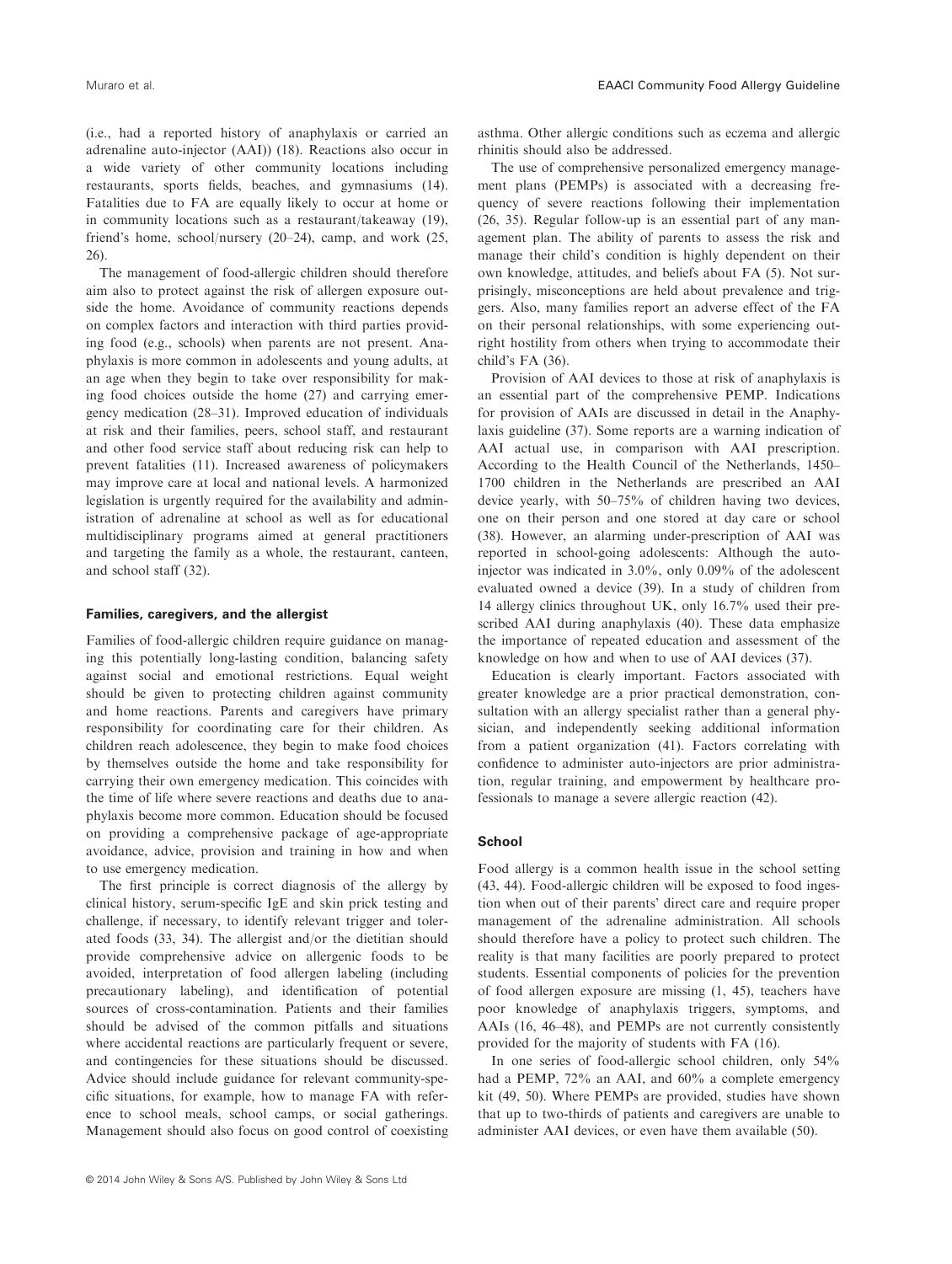(i.e., had a reported history of anaphylaxis or carried an adrenaline auto-injector (AAI)) (18). Reactions also occur in a wide variety of other community locations including restaurants, sports fields, beaches, and gymnasiums (14). Fatalities due to FA are equally likely to occur at home or in community locations such as a restaurant/takeaway (19), friend's home, school/nursery (20–24), camp, and work (25, 26).

The management of food-allergic children should therefore aim also to protect against the risk of allergen exposure outside the home. Avoidance of community reactions depends on complex factors and interaction with third parties providing food (e.g., schools) when parents are not present. Anaphylaxis is more common in adolescents and young adults, at an age when they begin to take over responsibility for making food choices outside the home (27) and carrying emergency medication (28–31). Improved education of individuals at risk and their families, peers, school staff, and restaurant and other food service staff about reducing risk can help to prevent fatalities (11). Increased awareness of policymakers may improve care at local and national levels. A harmonized legislation is urgently required for the availability and administration of adrenaline at school as well as for educational multidisciplinary programs aimed at general practitioners and targeting the family as a whole, the restaurant, canteen, and school staff (32).

#### Families, caregivers, and the allergist

Families of food-allergic children require guidance on managing this potentially long-lasting condition, balancing safety against social and emotional restrictions. Equal weight should be given to protecting children against community and home reactions. Parents and caregivers have primary responsibility for coordinating care for their children. As children reach adolescence, they begin to make food choices by themselves outside the home and take responsibility for carrying their own emergency medication. This coincides with the time of life where severe reactions and deaths due to anaphylaxis become more common. Education should be focused on providing a comprehensive package of age-appropriate avoidance, advice, provision and training in how and when to use emergency medication.

The first principle is correct diagnosis of the allergy by clinical history, serum-specific IgE and skin prick testing and challenge, if necessary, to identify relevant trigger and tolerated foods (33, 34). The allergist and/or the dietitian should provide comprehensive advice on allergenic foods to be avoided, interpretation of food allergen labeling (including precautionary labeling), and identification of potential sources of cross-contamination. Patients and their families should be advised of the common pitfalls and situations where accidental reactions are particularly frequent or severe, and contingencies for these situations should be discussed. Advice should include guidance for relevant community-specific situations, for example, how to manage FA with reference to school meals, school camps, or social gatherings. Management should also focus on good control of coexisting asthma. Other allergic conditions such as eczema and allergic rhinitis should also be addressed.

The use of comprehensive personalized emergency management plans (PEMPs) is associated with a decreasing frequency of severe reactions following their implementation (26, 35). Regular follow-up is an essential part of any management plan. The ability of parents to assess the risk and manage their child's condition is highly dependent on their own knowledge, attitudes, and beliefs about FA (5). Not surprisingly, misconceptions are held about prevalence and triggers. Also, many families report an adverse effect of the FA on their personal relationships, with some experiencing outright hostility from others when trying to accommodate their child's FA (36).

Provision of AAI devices to those at risk of anaphylaxis is an essential part of the comprehensive PEMP. Indications for provision of AAIs are discussed in detail in the Anaphylaxis guideline (37). Some reports are a warning indication of AAI actual use, in comparison with AAI prescription. According to the Health Council of the Netherlands, 1450–1700 children in the Netherlands are prescribed an AAI device yearly, with 50–75% of children having two devices, one on their person and one stored at day care or school (38). However, an alarming under-prescription of AAI was reported in school-going adolescents: Although the auto-injector was indicated in 3.0%, only 0.09% of the adolescent evaluated owned a device (39). In a study of children from 14 allergy clinics throughout UK, only 16.7% used their prescribed AAI during anaphylaxis (40). These data emphasize the importance of repeated education and assessment of the knowledge on how and when to use of AAI devices (37).

Education is clearly important. Factors associated with greater knowledge are a prior practical demonstration, consultation with an allergy specialist rather than a general physician, and independently seeking additional information from a patient organization (41). Factors correlating with confidence to administer auto-injectors are prior administration, regular training, and empowerment by healthcare professionals to manage a severe allergic reaction (42).

#### School

Food allergy is a common health issue in the school setting (43, 44). Food-allergic children will be exposed to food ingestion when out of their parents' direct care and require proper management of the adrenaline administration. All schools should therefore have a policy to protect such children. The reality is that many facilities are poorly prepared to protect students. Essential components of policies for the prevention of food allergen exposure are missing (1, 45), teachers have poor knowledge of anaphylaxis triggers, symptoms, and AAIs (16, 46–48), and PEMPs are not currently consistently provided for the majority of students with FA (16).

In one series of food-allergic school children, only 54% had a PEMP, 72% an AAI, and 60% a complete emergency kit (49, 50). Where PEMPs are provided, studies have shown that up to two-thirds of patients and caregivers are unable to administer AAI devices, or even have them available (50).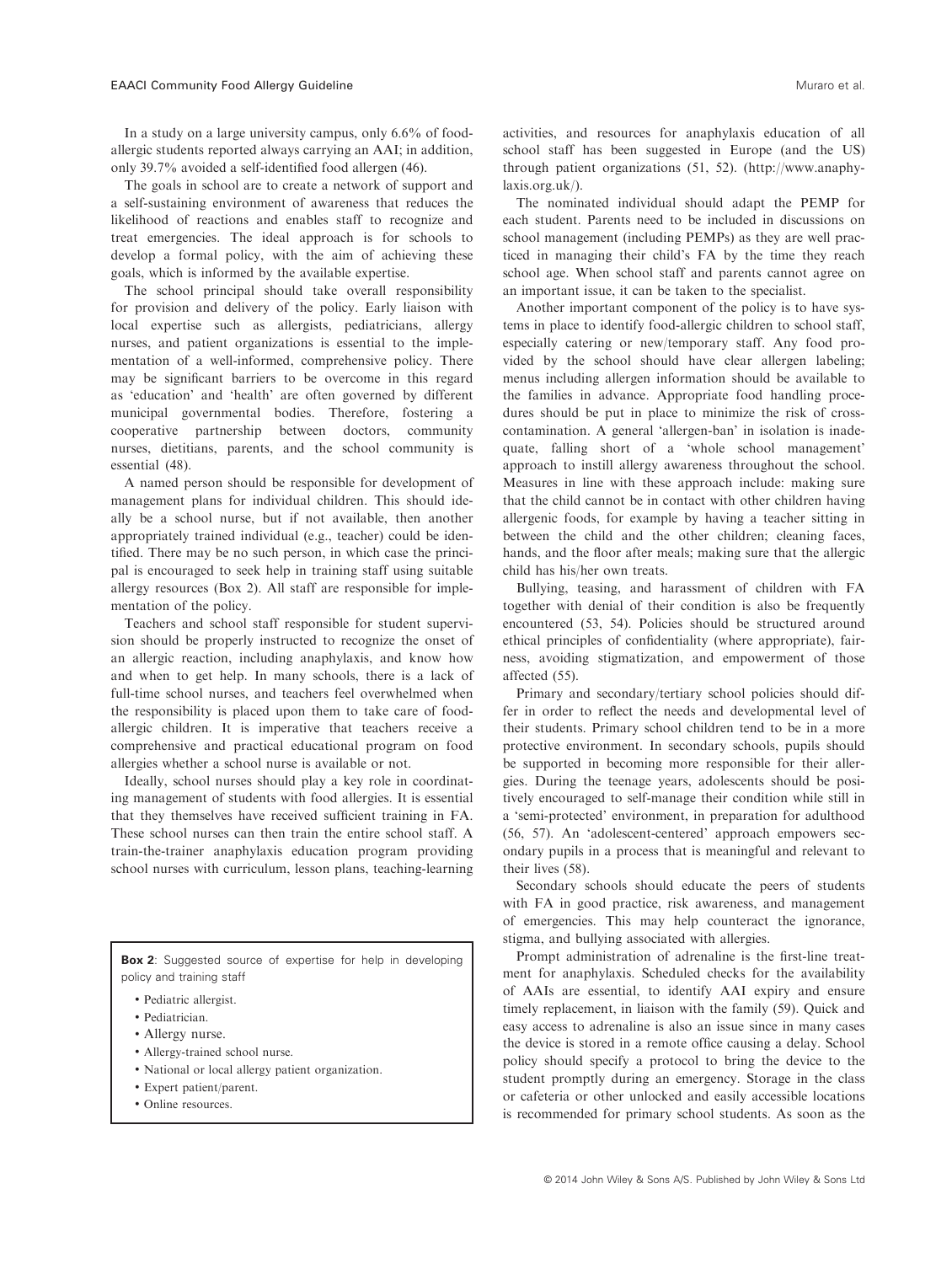In a study on a large university campus, only 6.6% of food-allergic students reported always carrying an AAI; in addition, only 39.7% avoided a self-identified food allergen (46).

The goals in school are to create a network of support and a self-sustaining environment of awareness that reduces the likelihood of reactions and enables staff to recognize and treat emergencies. The ideal approach is for schools to develop a formal policy, with the aim of achieving these goals, which is informed by the available expertise.

The school principal should take overall responsibility for provision and delivery of the policy. Early liaison with local expertise such as allergists, pediatricians, allergy nurses, and patient organizations is essential to the implementation of a well-informed, comprehensive policy. There may be significant barriers to be overcome in this regard as 'education' and 'health' are often governed by different municipal governmental bodies. Therefore, fostering a cooperative partnership between doctors, community nurses, dietitians, parents, and the school community is essential (48).

A named person should be responsible for development of management plans for individual children. This should ideally be a school nurse, but if not available, then another appropriately trained individual (e.g., teacher) could be identified. There may be no such person, in which case the principal is encouraged to seek help in training staff using suitable allergy resources (Box 2). All staff are responsible for implementation of the policy.

Teachers and school staff responsible for student supervision should be properly instructed to recognize the onset of an allergic reaction, including anaphylaxis, and know how and when to get help. In many schools, there is a lack of full-time school nurses, and teachers feel overwhelmed when the responsibility is placed upon them to take care of food-allergic children. It is imperative that teachers receive a comprehensive and practical educational program on food allergies whether a school nurse is available or not.

Ideally, school nurses should play a key role in coordinating management of students with food allergies. It is essential that they themselves have received sufficient training in FA. These school nurses can then train the entire school staff. A train-the-trainer anaphylaxis education program providing school nurses with curriculum, lesson plans, teaching-learning activities, and resources for anaphylaxis education of all school staff has been suggested in Europe (and the US) through patient organizations (51, 52). (http://www.anaphylaxis.org.uk/).

**Box 2**: Suggested source of expertise for help in developing policy and training staff

- Pediatric allergist.
- Pediatrician.
- Allergy nurse.
- Allergy-trained school nurse.
- National or local allergy patient organization.
- Expert patient/parent.
- Online resources.

The nominated individual should adapt the PEMP for each student. Parents need to be included in discussions on school management (including PEMPs) as they are well practiced in managing their child's FA by the time they reach school age. When school staff and parents cannot agree on an important issue, it can be taken to the specialist.

Another important component of the policy is to have systems in place to identify food-allergic children to school staff, especially catering or new/temporary staff. Any food provided by the school should have clear allergen labeling; menus including allergen information should be available to the families in advance. Appropriate food handling procedures should be put in place to minimize the risk of cross-contamination. A general 'allergen-ban' in isolation is inadequate, falling short of a 'whole school management' approach to instill allergy awareness throughout the school. Measures in line with these approach include: making sure that the child cannot be in contact with other children having allergenic foods, for example by having a teacher sitting in between the child and the other children; cleaning faces, hands, and the floor after meals; making sure that the allergic child has his/her own treats.

Bullying, teasing, and harassment of children with FA together with denial of their condition is also be frequently encountered (53, 54). Policies should be structured around ethical principles of confidentiality (where appropriate), fairness, avoiding stigmatization, and empowerment of those affected (55).

Primary and secondary/tertiary school policies should differ in order to reflect the needs and developmental level of their students. Primary school children tend to be in a more protective environment. In secondary schools, pupils should be supported in becoming more responsible for their allergies. During the teenage years, adolescents should be positively encouraged to self-manage their condition while still in a 'semi-protected' environment, in preparation for adulthood (56, 57). An 'adolescent-centered' approach empowers secondary pupils in a process that is meaningful and relevant to their lives (58).

Secondary schools should educate the peers of students with FA in good practice, risk awareness, and management of emergencies. This may help counteract the ignorance, stigma, and bullying associated with allergies.

Prompt administration of adrenaline is the first-line treatment for anaphylaxis. Scheduled checks for the availability of AAIs are essential, to identify AAI expiry and ensure timely replacement, in liaison with the family (59). Quick and easy access to adrenaline is also an issue since in many cases the device is stored in a remote office causing a delay. School policy should specify a protocol to bring the device to the student promptly during an emergency. Storage in the class or cafeteria or other unlocked and easily accessible locations is recommended for primary school students. As soon as the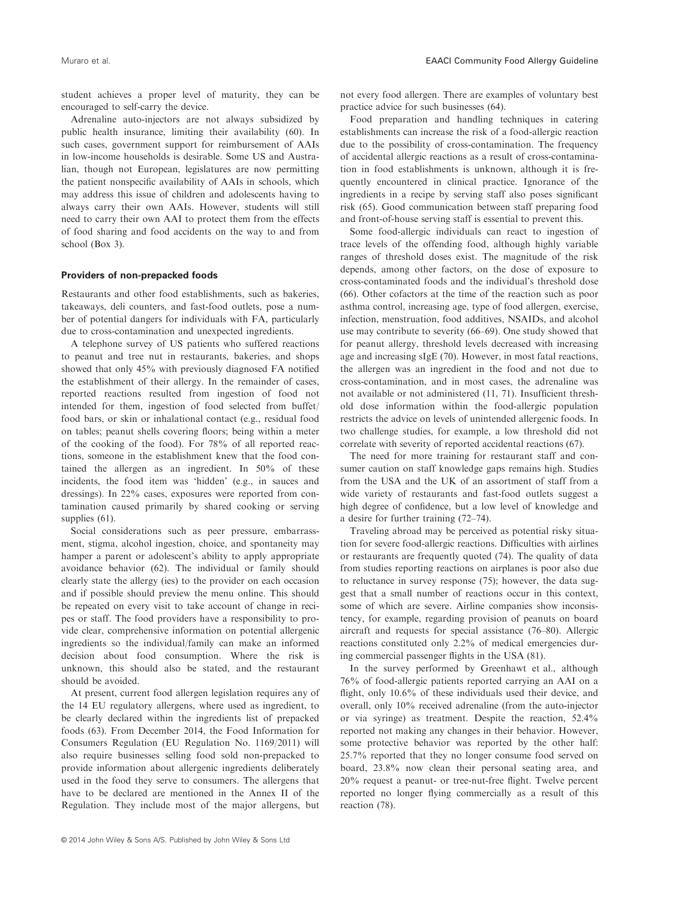student achieves a proper level of maturity, they can be encouraged to self-carry the device.

Adrenaline auto-injectors are not always subsidized by public health insurance, limiting their availability (60). In such cases, government support for reimbursement of AAIs in low-income households is desirable. Some US and Australian, though not European, legislatures are now permitting the patient nonspecific availability of AAIs in schools, which may address this issue of children and adolescents having to always carry their own AAIs. However, students will still need to carry their own AAI to protect them from the effects of food sharing and food accidents on the way to and from school (Box 3).

#### Providers of non-prepacked foods

Restaurants and other food establishments, such as bakeries, takeaways, deli counters, and fast-food outlets, pose a number of potential dangers for individuals with FA, particularly due to cross-contamination and unexpected ingredients.

A telephone survey of US patients who suffered reactions to peanut and tree nut in restaurants, bakeries, and shops showed that only 45% with previously diagnosed FA notified the establishment of their allergy. In the remainder of cases, reported reactions resulted from ingestion of food not intended for them, ingestion of food selected from buffet/food bars, or skin or inhalational contact (e.g., residual food on tables; peanut shells covering floors; being within a meter of the cooking of the food). For 78% of all reported reactions, someone in the establishment knew that the food contained the allergen as an ingredient. In 50% of these incidents, the food item was 'hidden' (e.g., in sauces and dressings). In 22% cases, exposures were reported from contamination caused primarily by shared cooking or serving supplies (61).

Social considerations such as peer pressure, embarrassment, stigma, alcohol ingestion, choice, and spontaneity may hamper a parent or adolescent's ability to apply appropriate avoidance behavior (62). The individual or family should clearly state the allergy (ies) to the provider on each occasion and if possible should preview the menu online. This should be repeated on every visit to take account of change in recipes or staff. The food providers have a responsibility to provide clear, comprehensive information on potential allergenic ingredients so the individual/family can make an informed decision about food consumption. Where the risk is unknown, this should also be stated, and the restaurant should be avoided.

At present, current food allergen legislation requires any of the 14 EU regulatory allergens, where used as ingredient, to be clearly declared within the ingredients list of prepacked foods (63). From December 2014, the Food Information for Consumers Regulation (EU Regulation No. 1169/2011) will also require businesses selling food sold non-prepacked to provide information about allergenic ingredients deliberately used in the food they serve to consumers. The allergens that have to be declared are mentioned in the Annex II of the Regulation. They include most of the major allergens, but not every food allergen. There are examples of voluntary best practice advice for such businesses (64).

Food preparation and handling techniques in catering establishments can increase the risk of a food-allergic reaction due to the possibility of cross-contamination. The frequency of accidental allergic reactions as a result of cross-contamination in food establishments is unknown, although it is frequently encountered in clinical practice. Ignorance of the ingredients in a recipe by serving staff also poses significant risk (65). Good communication between staff preparing food and front-of-house serving staff is essential to prevent this.

Some food-allergic individuals can react to ingestion of trace levels of the offending food, although highly variable ranges of threshold doses exist. The magnitude of the risk depends, among other factors, on the dose of exposure to cross-contaminated foods and the individual's threshold dose (66). Other cofactors at the time of the reaction such as poor asthma control, increasing age, type of food allergen, exercise, infection, menstruation, food additives, NSAIDs, and alcohol use may contribute to severity (66–69). One study showed that for peanut allergy, threshold levels decreased with increasing age and increasing sIgE (70). However, in most fatal reactions, the allergen was an ingredient in the food and not due to cross-contamination, and in most cases, the adrenaline was not available or not administered (11, 71). Insufficient threshold dose information within the food-allergic population restricts the advice on levels of unintended allergenic foods. In two challenge studies, for example, a low threshold did not correlate with severity of reported accidental reactions (67).

The need for more training for restaurant staff and consumer caution on staff knowledge gaps remains high. Studies from the USA and the UK of an assortment of staff from a wide variety of restaurants and fast-food outlets suggest a high degree of confidence, but a low level of knowledge and a desire for further training (72–74).

Traveling abroad may be perceived as potential risky situation for severe food-allergic reactions. Difficulties with airlines or restaurants are frequently quoted (74). The quality of data from studies reporting reactions on airplanes is poor also due to reluctance in survey response (75); however, the data suggest that a small number of reactions occur in this context, some of which are severe. Airline companies show inconsistency, for example, regarding provision of peanuts on board aircraft and requests for special assistance (76–80). Allergic reactions constituted only 2.2% of medical emergencies during commercial passenger flights in the USA (81).

In the survey performed by Greenhawt et al., although 76% of food-allergic patients reported carrying an AAI on a flight, only 10.6% of these individuals used their device, and overall, only 10% received adrenaline (from the auto-injector or via syringe) as treatment. Despite the reaction, 52.4% reported not making any changes in their behavior. However, some protective behavior was reported by the other half: 25.7% reported that they no longer consume food served on board, 23.8% now clean their personal seating area, and 20% request a peanut- or tree-nut-free flight. Twelve percent reported no longer flying commercially as a result of this reaction (78).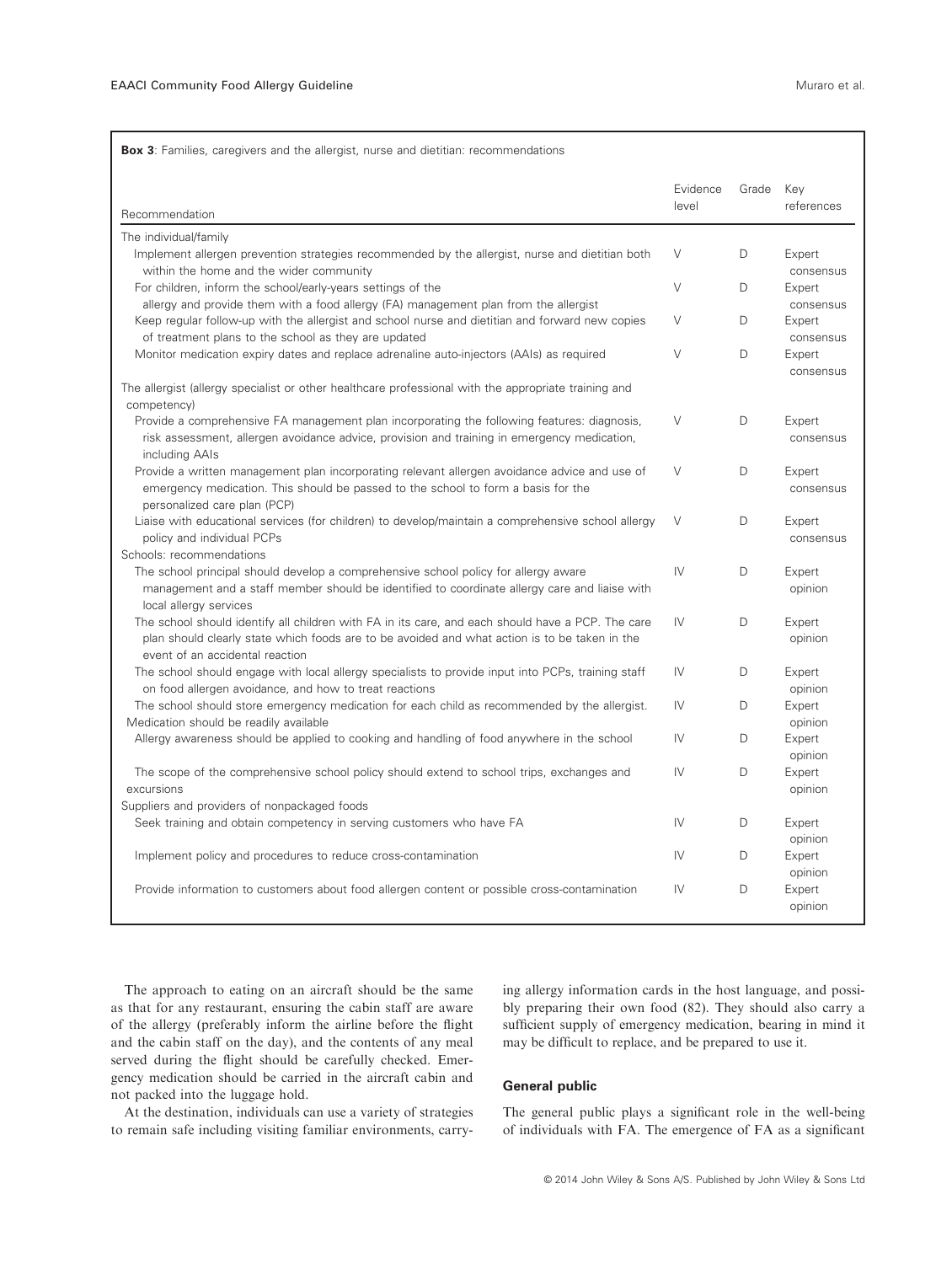**Box 3**: Families, caregivers and the allergist, nurse and dietitian: recommendations

| Recommendation | Evidence level | Grade | Key references |
|---|---|---|---|
| The individual/family | | | |
| Implement allergen prevention strategies recommended by the allergist, nurse and dietitian both within the home and the wider community | V | D | Expert consensus |
| For children, inform the school/early-years settings of the allergy and provide them with a food allergy (FA) management plan from the allergist | V | D | Expert consensus |
| Keep regular follow-up with the allergist and school nurse and dietitian and forward new copies of treatment plans to the school as they are updated | V | D | Expert consensus |
| Monitor medication expiry dates and replace adrenaline auto-injectors (AAIs) as required | V | D | Expert consensus |
| The allergist (allergy specialist or other healthcare professional with the appropriate training and competency) | | | |
| Provide a comprehensive FA management plan incorporating the following features: diagnosis, risk assessment, allergen avoidance advice, provision and training in emergency medication, including AAIs | V | D | Expert consensus |
| Provide a written management plan incorporating relevant allergen avoidance advice and use of emergency medication. This should be passed to the school to form a basis for the personalized care plan (PCP) | V | D | Expert consensus |
| Liaise with educational services (for children) to develop/maintain a comprehensive school allergy policy and individual PCPs | V | D | Expert consensus |
| Schools: recommendations | | | |
| The school principal should develop a comprehensive school policy for allergy aware management and a staff member should be identified to coordinate allergy care and liaise with local allergy services | IV | D | Expert opinion |
| The school should identify all children with FA in its care, and each should have a PCP. The care plan should clearly state which foods are to be avoided and what action is to be taken in the event of an accidental reaction | IV | D | Expert opinion |
| The school should engage with local allergy specialists to provide input into PCPs, training staff on food allergen avoidance, and how to treat reactions | IV | D | Expert opinion |
| The school should store emergency medication for each child as recommended by the allergist. Medication should be readily available | IV | D | Expert opinion |
| Allergy awareness should be applied to cooking and handling of food anywhere in the school | IV | D | Expert opinion |
| The scope of the comprehensive school policy should extend to school trips, exchanges and excursions | IV | D | Expert opinion |
| Suppliers and providers of nonpackaged foods | | | |
| Seek training and obtain competency in serving customers who have FA | IV | D | Expert opinion |
| Implement policy and procedures to reduce cross-contamination | IV | D | Expert opinion |
| Provide information to customers about food allergen content or possible cross-contamination | IV | D | Expert opinion |

The approach to eating on an aircraft should be the same as that for any restaurant, ensuring the cabin staff are aware of the allergy (preferably inform the airline before the flight and the cabin staff on the day), and the contents of any meal served during the flight should be carefully checked. Emergency medication should be carried in the aircraft cabin and not packed into the luggage hold.

At the destination, individuals can use a variety of strategies to remain safe including visiting familiar environments, carrying allergy information cards in the host language, and possibly preparing their own food (82). They should also carry a sufficient supply of emergency medication, bearing in mind it may be difficult to replace, and be prepared to use it.

### General public

The general public plays a significant role in the well-being of individuals with FA. The emergence of FA as a significant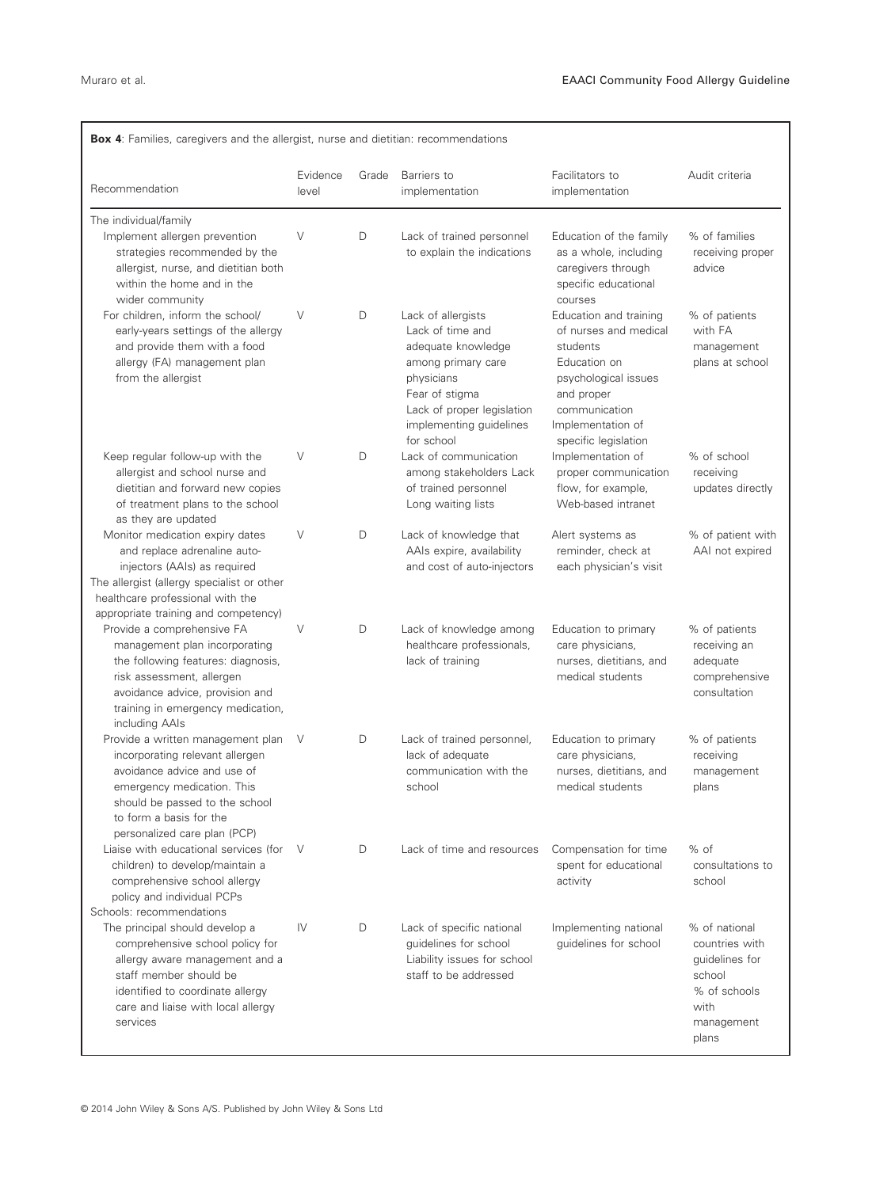**Box 4**: Families, caregivers and the allergist, nurse and dietitian: recommendations

| Recommendation | Evidence level | Grade | Barriers to implementation | Facilitators to implementation | Audit criteria |
|---|---|---|---|---|---|
| The individual/family | | | | | |
| Implement allergen prevention strategies recommended by the allergist, nurse, and dietitian both within the home and in the wider community | V | D | Lack of trained personnel to explain the indications | Education of the family as a whole, including caregivers through specific educational courses | % of families receiving proper advice |
| For children, inform the school/early-years settings of the allergy and provide them with a food allergy (FA) management plan from the allergist | V | D | Lack of allergists<br>Lack of time and adequate knowledge among primary care physicians<br>Fear of stigma<br>Lack of proper legislation implementing guidelines for school | Education and training of nurses and medical students<br>Education on psychological issues and proper communication<br>Implementation of specific legislation | % of patients with FA management plans at school |
| Keep regular follow-up with the allergist and school nurse and dietitian and forward new copies of treatment plans to the school as they are updated | V | D | Lack of communication among stakeholders Lack of trained personnel<br>Long waiting lists | Implementation of proper communication flow, for example, Web-based intranet | % of school receiving updates directly |
| Monitor medication expiry dates and replace adrenaline auto-injectors (AAIs) as required | V | D | Lack of knowledge that AAIs expire, availability and cost of auto-injectors | Alert systems as reminder, check at each physician's visit | % of patient with AAI not expired |
| The allergist (allergy specialist or other healthcare professional with the appropriate training and competency) | | | | | |
| Provide a comprehensive FA management plan incorporating the following features: diagnosis, risk assessment, allergen avoidance advice, provision and training in emergency medication, including AAIs | V | D | Lack of knowledge among healthcare professionals, lack of training | Education to primary care physicians, nurses, dietitians, and medical students | % of patients receiving an adequate comprehensive consultation |
| Provide a written management plan incorporating relevant allergen avoidance advice and use of emergency medication. This should be passed to the school to form a basis for the personalized care plan (PCP) | V | D | Lack of trained personnel, lack of adequate communication with the school | Education to primary care physicians, nurses, dietitians, and medical students | % of patients receiving management plans |
| Liaise with educational services (for children) to develop/maintain a comprehensive school allergy policy and individual PCPs | V | D | Lack of time and resources | Compensation for time spent for educational activity | % of consultations to school |
| Schools: recommendations | | | | | |
| The principal should develop a comprehensive school policy for allergy aware management and a staff member should be identified to coordinate allergy care and liaise with local allergy services | IV | D | Lack of specific national guidelines for school<br>Liability issues for school staff to be addressed | Implementing national guidelines for school | % of national countries with guidelines for school<br>% of schools with management plans |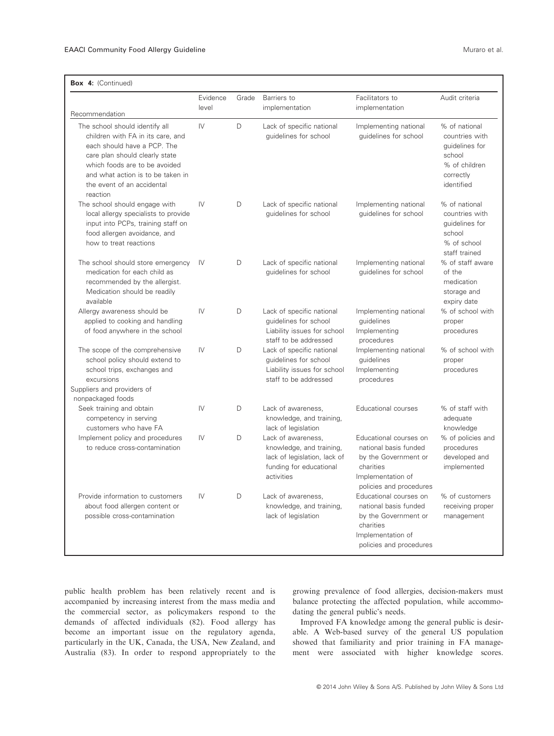**Box 4:** (Continued)

| Recommendation | Evidence level | Grade | Barriers to implementation | Facilitators to implementation | Audit criteria |
|---|---|---|---|---|---|
| The school should identify all children with FA in its care, and each should have a PCP. The care plan should clearly state which foods are to be avoided and what action is to be taken in the event of an accidental reaction | IV | D | Lack of specific national guidelines for school | Implementing national guidelines for school | % of national countries with guidelines for school<br>% of children correctly identified |
| The school should engage with local allergy specialists to provide input into PCPs, training staff on food allergen avoidance, and how to treat reactions | IV | D | Lack of specific national guidelines for school | Implementing national guidelines for school | % of national countries with guidelines for school<br>% of school staff trained |
| The school should store emergency medication for each child as recommended by the allergist. Medication should be readily available | IV | D | Lack of specific national guidelines for school | Implementing national guidelines for school | % of staff aware of the medication storage and expiry date |
| Allergy awareness should be applied to cooking and handling of food anywhere in the school | IV | D | Lack of specific national guidelines for school<br>Liability issues for school staff to be addressed | Implementing national guidelines<br>Implementing procedures | % of school with proper procedures |
| The scope of the comprehensive school policy should extend to school trips, exchanges and excursions | IV | D | Lack of specific national guidelines for school<br>Liability issues for school staff to be addressed | Implementing national guidelines<br>Implementing procedures | % of school with proper procedures |
| Suppliers and providers of nonpackaged foods | | | | | |
| Seek training and obtain competency in serving customers who have FA | IV | D | Lack of awareness, knowledge, and training, lack of legislation | Educational courses | % of staff with adequate knowledge |
| Implement policy and procedures to reduce cross-contamination | IV | D | Lack of awareness, knowledge, and training, lack of legislation, lack of funding for educational activities | Educational courses on national basis funded by the Government or charities<br>Implementation of policies and procedures | % of policies and procedures developed and implemented |
| Provide information to customers about food allergen content or possible cross-contamination | IV | D | Lack of awareness, knowledge, and training, lack of legislation | Educational courses on national basis funded by the Government or charities<br>Implementation of policies and procedures | % of customers receiving proper management |

public health problem has been relatively recent and is accompanied by increasing interest from the mass media and the commercial sector, as policymakers respond to the demands of affected individuals (82). Food allergy has become an important issue on the regulatory agenda, particularly in the UK, Canada, the USA, New Zealand, and Australia (83). In order to respond appropriately to the growing prevalence of food allergies, decision-makers must balance protecting the affected population, while accommodating the general public's needs.

Improved FA knowledge among the general public is desirable. A Web-based survey of the general US population showed that familiarity and prior training in FA management were associated with higher knowledge scores.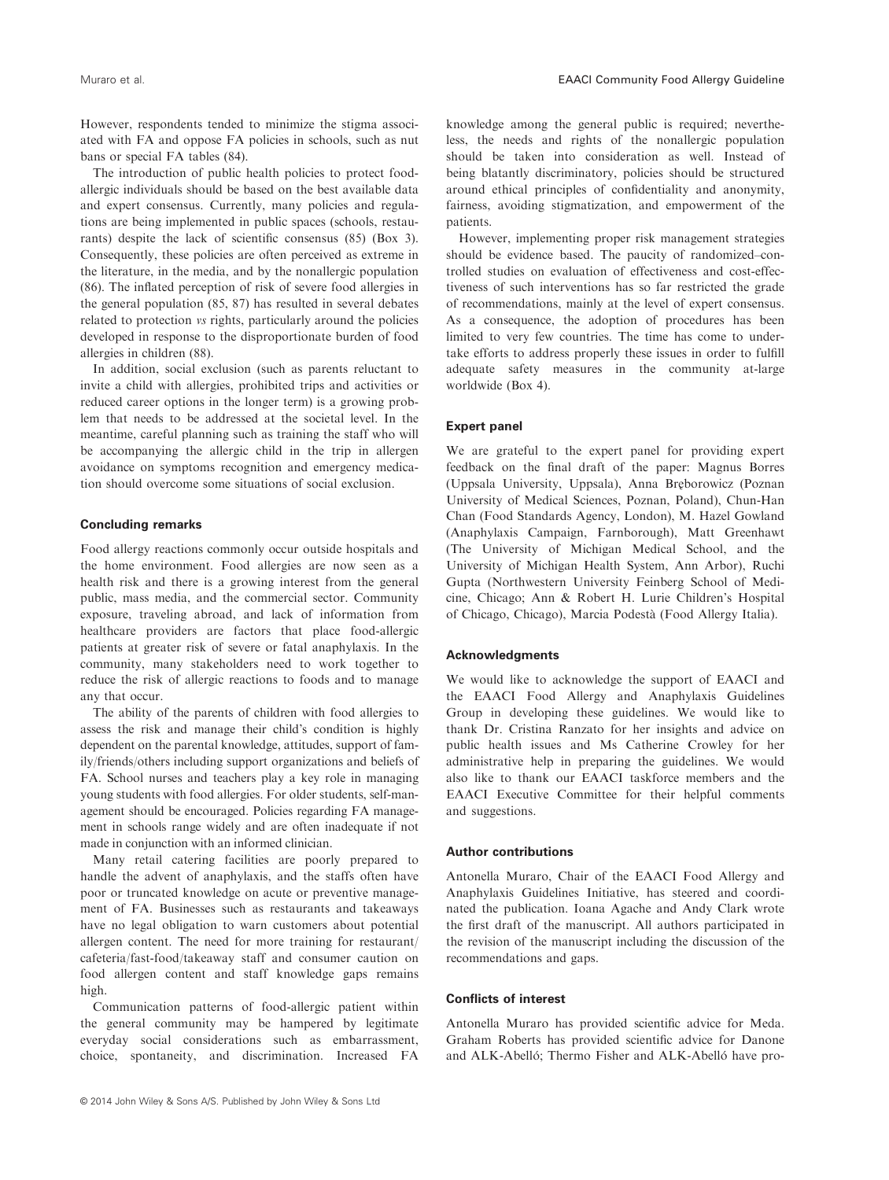However, respondents tended to minimize the stigma associated with FA and oppose FA policies in schools, such as nut bans or special FA tables (84).

The introduction of public health policies to protect food-allergic individuals should be based on the best available data and expert consensus. Currently, many policies and regulations are being implemented in public spaces (schools, restaurants) despite the lack of scientific consensus (85) (Box 3). Consequently, these policies are often perceived as extreme in the literature, in the media, and by the nonallergic population (86). The inflated perception of risk of severe food allergies in the general population (85, 87) has resulted in several debates related to protection *vs* rights, particularly around the policies developed in response to the disproportionate burden of food allergies in children (88).

In addition, social exclusion (such as parents reluctant to invite a child with allergies, prohibited trips and activities or reduced career options in the longer term) is a growing problem that needs to be addressed at the societal level. In the meantime, careful planning such as training the staff who will be accompanying the allergic child in the trip in allergen avoidance on symptoms recognition and emergency medication should overcome some situations of social exclusion.

### Concluding remarks

Food allergy reactions commonly occur outside hospitals and the home environment. Food allergies are now seen as a health risk and there is a growing interest from the general public, mass media, and the commercial sector. Community exposure, traveling abroad, and lack of information from healthcare providers are factors that place food-allergic patients at greater risk of severe or fatal anaphylaxis. In the community, many stakeholders need to work together to reduce the risk of allergic reactions to foods and to manage any that occur.

The ability of the parents of children with food allergies to assess the risk and manage their child's condition is highly dependent on the parental knowledge, attitudes, support of family/friends/others including support organizations and beliefs of FA. School nurses and teachers play a key role in managing young students with food allergies. For older students, self-management should be encouraged. Policies regarding FA management in schools range widely and are often inadequate if not made in conjunction with an informed clinician.

Many retail catering facilities are poorly prepared to handle the advent of anaphylaxis, and the staffs often have poor or truncated knowledge on acute or preventive management of FA. Businesses such as restaurants and takeaways have no legal obligation to warn customers about potential allergen content. The need for more training for restaurant/cafeteria/fast-food/takeaway staff and consumer caution on food allergen content and staff knowledge gaps remains high.

Communication patterns of food-allergic patient within the general community may be hampered by legitimate everyday social considerations such as embarrassment, choice, spontaneity, and discrimination. Increased FA knowledge among the general public is required; nevertheless, the needs and rights of the nonallergic population should be taken into consideration as well. Instead of being blatantly discriminatory, policies should be structured around ethical principles of confidentiality and anonymity, fairness, avoiding stigmatization, and empowerment of the patients.

However, implementing proper risk management strategies should be evidence based. The paucity of randomized–controlled studies on evaluation of effectiveness and cost-effectiveness of such interventions has so far restricted the grade of recommendations, mainly at the level of expert consensus. As a consequence, the adoption of procedures has been limited to very few countries. The time has come to undertake efforts to address properly these issues in order to fulfill adequate safety measures in the community at-large worldwide (Box 4).

### Expert panel

We are grateful to the expert panel for providing expert feedback on the final draft of the paper: Magnus Borres (Uppsala University, Uppsala), Anna Bręborowicz (Poznan University of Medical Sciences, Poznan, Poland), Chun-Han Chan (Food Standards Agency, London), M. Hazel Gowland (Anaphylaxis Campaign, Farnborough), Matt Greenhawt (The University of Michigan Medical School, and the University of Michigan Health System, Ann Arbor), Ruchi Gupta (Northwestern University Feinberg School of Medicine, Chicago; Ann & Robert H. Lurie Children's Hospital of Chicago, Chicago), Marcia Podestà (Food Allergy Italia).

### Acknowledgments

We would like to acknowledge the support of EAACI and the EAACI Food Allergy and Anaphylaxis Guidelines Group in developing these guidelines. We would like to thank Dr. Cristina Ranzato for her insights and advice on public health issues and Ms Catherine Crowley for her administrative help in preparing the guidelines. We would also like to thank our EAACI taskforce members and the EAACI Executive Committee for their helpful comments and suggestions.

### Author contributions

Antonella Muraro, Chair of the EAACI Food Allergy and Anaphylaxis Guidelines Initiative, has steered and coordinated the publication. Ioana Agache and Andy Clark wrote the first draft of the manuscript. All authors participated in the revision of the manuscript including the discussion of the recommendations and gaps.

### Conflicts of interest

Antonella Muraro has provided scientific advice for Meda. Graham Roberts has provided scientific advice for Danone and ALK-Abelló; Thermo Fisher and ALK-Abelló have pro-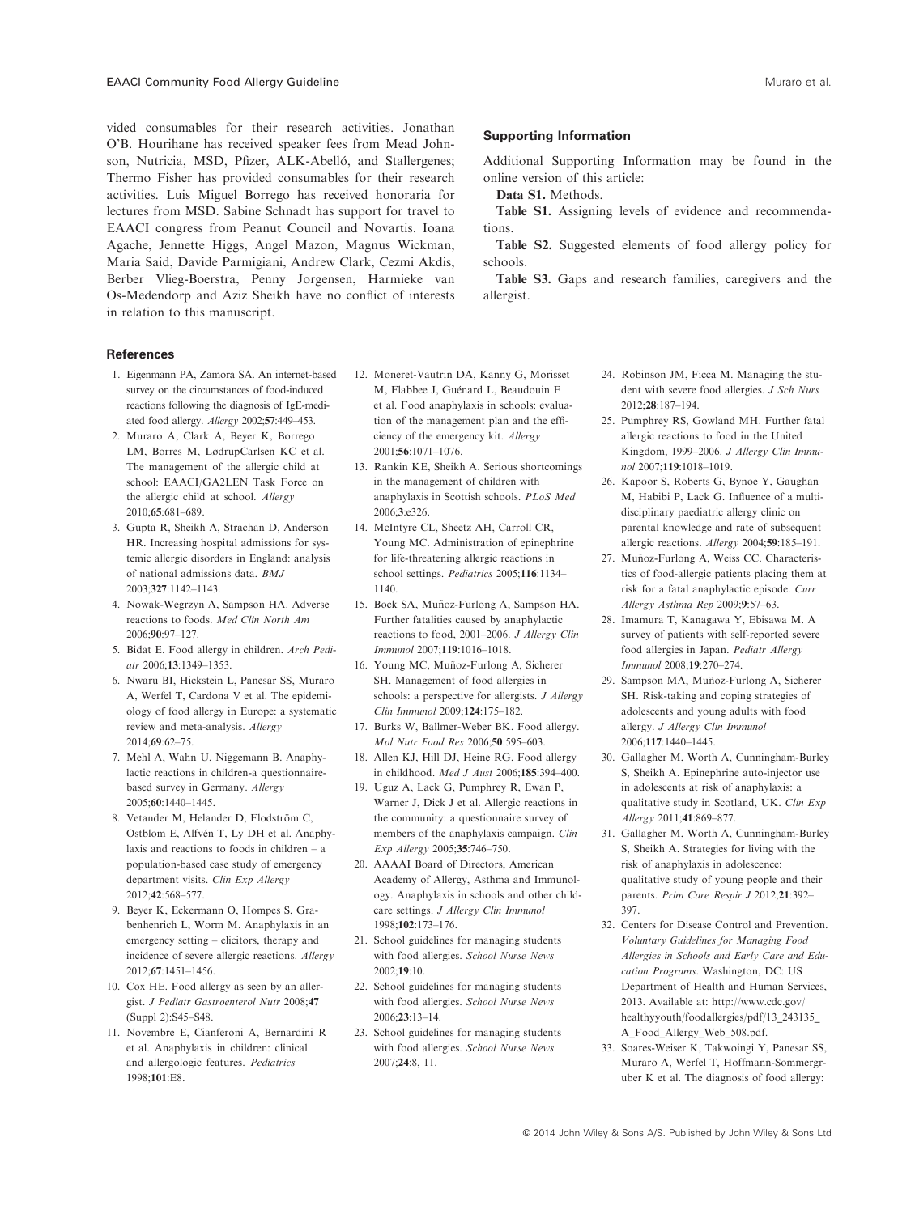vided consumables for their research activities. Jonathan O'B. Hourihane has received speaker fees from Mead Johnson, Nutricia, MSD, Pfizer, ALK-Abelló, and Stallergenes; Thermo Fisher has provided consumables for their research activities. Luis Miguel Borrego has received honoraria for lectures from MSD. Sabine Schnadt has support for travel to EAACI congress from Peanut Council and Novartis. Ioana Agache, Jennette Higgs, Angel Mazon, Magnus Wickman, Maria Said, Davide Parmigiani, Andrew Clark, Cezmi Akdis, Berber Vlieg-Boerstra, Penny Jorgensen, Harmieke van Os-Medendorp and Aziz Sheikh have no conflict of interests in relation to this manuscript.

## Supporting Information

Additional Supporting Information may be found in the online version of this article:

**Data S1.** Methods.

**Table S1.** Assigning levels of evidence and recommendations.

**Table S2.** Suggested elements of food allergy policy for schools.

**Table S3.** Gaps and research families, caregivers and the allergist.

## References

1. Eigenmann PA, Zamora SA. An internet-based survey on the circumstances of food-induced reactions following the diagnosis of IgE-mediated food allergy. *Allergy* 2002;**57**:449–453.
2. Muraro A, Clark A, Beyer K, Borrego LM, Borres M, LødrupCarlsen KC et al. The management of the allergic child at school: EAACI/GA2LEN Task Force on the allergic child at school. *Allergy* 2010;**65**:681–689.
3. Gupta R, Sheikh A, Strachan D, Anderson HR. Increasing hospital admissions for systemic allergic disorders in England: analysis of national admissions data. *BMJ* 2003;**327**:1142–1143.
4. Nowak-Wegrzyn A, Sampson HA. Adverse reactions to foods. *Med Clin North Am* 2006;**90**:97–127.
5. Bidat E. Food allergy in children. *Arch Pediatr* 2006;**13**:1349–1353.
6. Nwaru BI, Hickstein L, Panesar SS, Muraro A, Werfel T, Cardona V et al. The epidemiology of food allergy in Europe: a systematic review and meta-analysis. *Allergy* 2014;**69**:62–75.
7. Mehl A, Wahn U, Niggemann B. Anaphylactic reactions in children-a questionnaire-based survey in Germany. *Allergy* 2005;**60**:1440–1445.
8. Vetander M, Helander D, Flodström C, Ostblom E, Alfvén T, Ly DH et al. Anaphylaxis and reactions to foods in children – a population-based case study of emergency department visits. *Clin Exp Allergy* 2012;**42**:568–577.
9. Beyer K, Eckermann O, Hompes S, Grabenhenrich L, Worm M. Anaphylaxis in an emergency setting – elicitors, therapy and incidence of severe allergic reactions. *Allergy* 2012;**67**:1451–1456.
10. Cox HE. Food allergy as seen by an allergist. *J Pediatr Gastroenterol Nutr* 2008;**47** (Suppl 2):S45–S48.
11. Novembre E, Cianferoni A, Bernardini R et al. Anaphylaxis in children: clinical and allergologic features. *Pediatrics* 1998;**101**:E8.
12. Moneret-Vautrin DA, Kanny G, Morisset M, Flabbee J, Guénard L, Beaudouin E et al. Food anaphylaxis in schools: evaluation of the management plan and the efficiency of the emergency kit. *Allergy* 2001;**56**:1071–1076.
13. Rankin KE, Sheikh A. Serious shortcomings in the management of children with anaphylaxis in Scottish schools. *PLoS Med* 2006;**3**:e326.
14. McIntyre CL, Sheetz AH, Carroll CR, Young MC. Administration of epinephrine for life-threatening allergic reactions in school settings. *Pediatrics* 2005;**116**:1134–1140.
15. Bock SA, Muñoz-Furlong A, Sampson HA. Further fatalities caused by anaphylactic reactions to food, 2001–2006. *J Allergy Clin Immunol* 2007;**119**:1016–1018.
16. Young MC, Muñoz-Furlong A, Sicherer SH. Management of food allergies in schools: a perspective for allergists. *J Allergy Clin Immunol* 2009;**124**:175–182.
17. Burks W, Ballmer-Weber BK. Food allergy. *Mol Nutr Food Res* 2006;**50**:595–603.
18. Allen KJ, Hill DJ, Heine RG. Food allergy in childhood. *Med J Aust* 2006;**185**:394–400.
19. Uguz A, Lack G, Pumphrey R, Ewan P, Warner J, Dick J et al. Allergic reactions in the community: a questionnaire survey of members of the anaphylaxis campaign. *Clin Exp Allergy* 2005;**35**:746–750.
20. AAAAI Board of Directors, American Academy of Allergy, Asthma and Immunology. Anaphylaxis in schools and other childcare settings. *J Allergy Clin Immunol* 1998;**102**:173–176.
21. School guidelines for managing students with food allergies. *School Nurse News* 2002;**19**:10.
22. School guidelines for managing students with food allergies. *School Nurse News* 2006;**23**:13–14.
23. School guidelines for managing students with food allergies. *School Nurse News* 2007;**24**:8, 11.
24. Robinson JM, Ficca M. Managing the student with severe food allergies. *J Sch Nurs* 2012;**28**:187–194.
25. Pumphrey RS, Gowland MH. Further fatal allergic reactions to food in the United Kingdom, 1999–2006. *J Allergy Clin Immunol* 2007;**119**:1018–1019.
26. Kapoor S, Roberts G, Bynoe Y, Gaughan M, Habibi P, Lack G. Influence of a multidisciplinary paediatric allergy clinic on parental knowledge and rate of subsequent allergic reactions. *Allergy* 2004;**59**:185–191.
27. Muñoz-Furlong A, Weiss CC. Characteristics of food-allergic patients placing them at risk for a fatal anaphylactic episode. *Curr Allergy Asthma Rep* 2009;**9**:57–63.
28. Imamura T, Kanagawa Y, Ebisawa M. A survey of patients with self-reported severe food allergies in Japan. *Pediatr Allergy Immunol* 2008;**19**:270–274.
29. Sampson MA, Muñoz-Furlong A, Sicherer SH. Risk-taking and coping strategies of adolescents and young adults with food allergy. *J Allergy Clin Immunol* 2006;**117**:1440–1445.
30. Gallagher M, Worth A, Cunningham-Burley S, Sheikh A. Epinephrine auto-injector use in adolescents at risk of anaphylaxis: a qualitative study in Scotland, UK. *Clin Exp Allergy* 2011;**41**:869–877.
31. Gallagher M, Worth A, Cunningham-Burley S, Sheikh A. Strategies for living with the risk of anaphylaxis in adolescence: qualitative study of young people and their parents. *Prim Care Respir J* 2012;**21**:392–397.
32. Centers for Disease Control and Prevention. *Voluntary Guidelines for Managing Food Allergies in Schools and Early Care and Education Programs*. Washington, DC: US Department of Health and Human Services, 2013. Available at: http://www.cdc.gov/healthyyouth/foodallergies/pdf/13_243135_A_Food_Allergy_Web_508.pdf.
33. Soares-Weiser K, Takwoingi Y, Panesar SS, Muraro A, Werfel T, Hoffmann-Sommergruber K et al. The diagnosis of food allergy: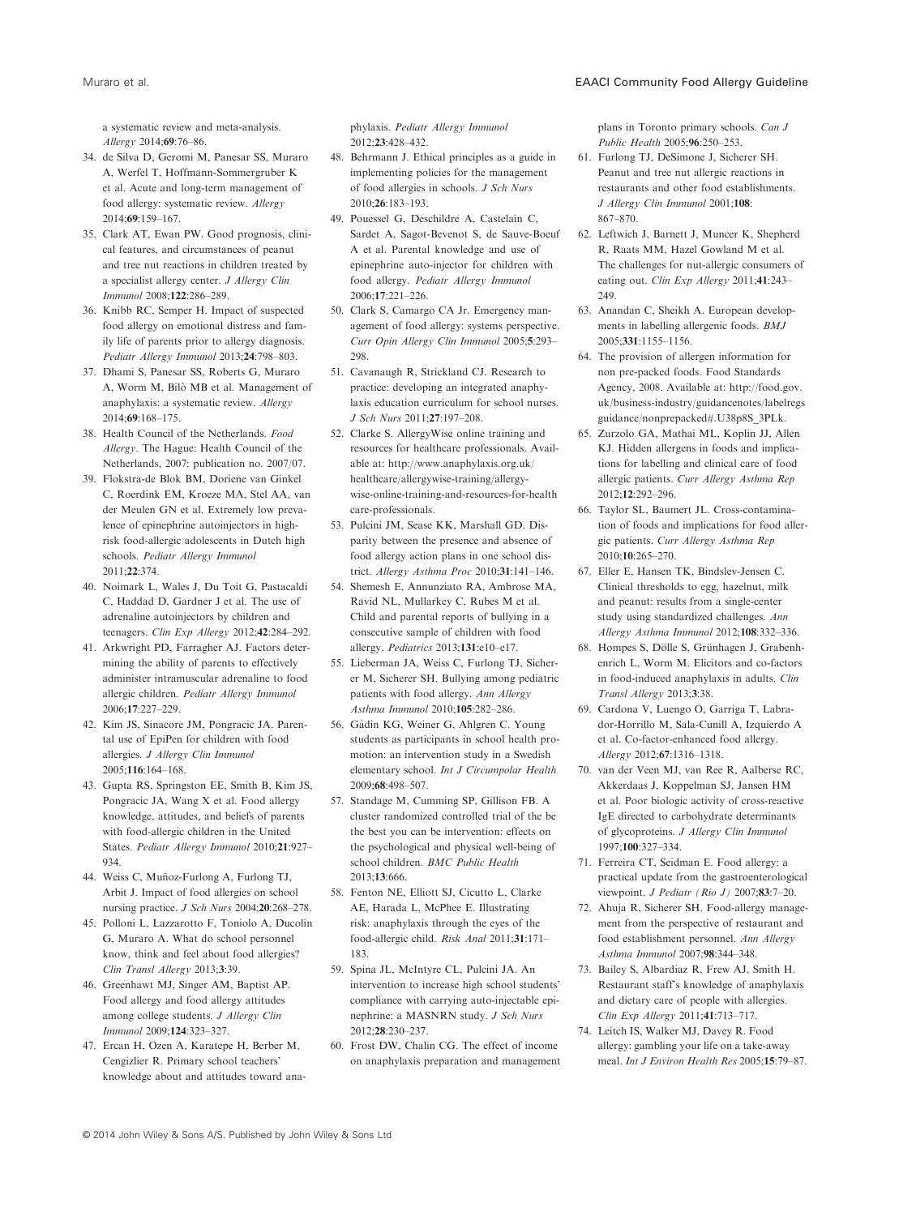a systematic review and meta-analysis. *Allergy* 2014;**69**:76–86.

34. de Silva D, Geromi M, Panesar SS, Muraro A, Werfel T, Hoffmann-Sommergruber K et al. Acute and long-term management of food allergy: systematic review. *Allergy* 2014;**69**:159–167.
35. Clark AT, Ewan PW. Good prognosis, clinical features, and circumstances of peanut and tree nut reactions in children treated by a specialist allergy center. *J Allergy Clin Immunol* 2008;**122**:286–289.
36. Knibb RC, Semper H. Impact of suspected food allergy on emotional distress and family life of parents prior to allergy diagnosis. *Pediatr Allergy Immunol* 2013;**24**:798–803.
37. Dhami S, Panesar SS, Roberts G, Muraro A, Worm M, Bilò MB et al. Management of anaphylaxis: a systematic review. *Allergy* 2014;**69**:168–175.
38. Health Council of the Netherlands. *Food Allergy*. The Hague: Health Council of the Netherlands, 2007: publication no. 2007/07.
39. Flokstra-de Blok BM, Doriene van Ginkel C, Roerdink EM, Kroeze MA, Stel AA, van der Meulen GN et al. Extremely low prevalence of epinephrine autoinjectors in high-risk food-allergic adolescents in Dutch high schools. *Pediatr Allergy Immunol* 2011;**22**:374.
40. Noimark L, Wales J, Du Toit G, Pastacaldi C, Haddad D, Gardner J et al. The use of adrenaline autoinjectors by children and teenagers. *Clin Exp Allergy* 2012;**42**:284–292.
41. Arkwright PD, Farragher AJ. Factors determining the ability of parents to effectively administer intramuscular adrenaline to food allergic children. *Pediatr Allergy Immunol* 2006;**17**:227–229.
42. Kim JS, Sinacore JM, Pongracic JA. Parental use of EpiPen for children with food allergies. *J Allergy Clin Immunol* 2005;**116**:164–168.
43. Gupta RS, Springston EE, Smith B, Kim JS, Pongracic JA, Wang X et al. Food allergy knowledge, attitudes, and beliefs of parents with food-allergic children in the United States. *Pediatr Allergy Immunol* 2010;**21**:927–934.
44. Weiss C, Muñoz-Furlong A, Furlong TJ, Arbit J. Impact of food allergies on school nursing practice. *J Sch Nurs* 2004;**20**:268–278.
45. Polloni L, Lazzarotto F, Toniolo A, Ducolin G, Muraro A. What do school personnel know, think and feel about food allergies? *Clin Transl Allergy* 2013;**3**:39.
46. Greenhawt MJ, Singer AM, Baptist AP. Food allergy and food allergy attitudes among college students. *J Allergy Clin Immunol* 2009;**124**:323–327.
47. Ercan H, Ozen A, Karatepe H, Berber M, Cengizlier R. Primary school teachers' knowledge about and attitudes toward anaphylaxis. *Pediatr Allergy Immunol* 2012;**23**:428–432.
48. Behrmann J. Ethical principles as a guide in implementing policies for the management of food allergies in schools. *J Sch Nurs* 2010;**26**:183–193.
49. Pouessel G, Deschildre A, Castelain C, Sardet A, Sagot-Bevenot S, de Sauve-Boeuf A et al. Parental knowledge and use of epinephrine auto-injector for children with food allergy. *Pediatr Allergy Immunol* 2006;**17**:221–226.
50. Clark S, Camargo CA Jr. Emergency management of food allergy: systems perspective. *Curr Opin Allergy Clin Immunol* 2005;**5**:293–298.
51. Cavanaugh R, Strickland CJ. Research to practice: developing an integrated anaphylaxis education curriculum for school nurses. *J Sch Nurs* 2011;**27**:197–208.
52. Clarke S. AllergyWise online training and resources for healthcare professionals. Available at: http://www.anaphylaxis.org.uk/healthcare/allergywise-training/allergywise-online-training-and-resources-for-healthcare-professionals.
53. Pulcini JM, Sease KK, Marshall GD. Disparity between the presence and absence of food allergy action plans in one school district. *Allergy Asthma Proc* 2010;**31**:141–146.
54. Shemesh E, Annunziato RA, Ambrose MA, Ravid NL, Mullarkey C, Rubes M et al. Child and parental reports of bullying in a consecutive sample of children with food allergy. *Pediatrics* 2013;**131**:e10–e17.
55. Lieberman JA, Weiss C, Furlong TJ, Sicherer M, Sicherer SH. Bullying among pediatric patients with food allergy. *Ann Allergy Asthma Immunol* 2010;**105**:282–286.
56. Gådin KG, Weiner G, Ahlgren C. Young students as participants in school health promotion: an intervention study in a Swedish elementary school. *Int J Circumpolar Health* 2009;**68**:498–507.
57. Standage M, Cumming SP, Gillison FB. A cluster randomized controlled trial of the be the best you can be intervention: effects on the psychological and physical well-being of school children. *BMC Public Health* 2013;**13**:666.
58. Fenton NE, Elliott SJ, Cicutto L, Clarke AE, Harada L, McPhee E. Illustrating risk: anaphylaxis through the eyes of the food-allergic child. *Risk Anal* 2011;**31**:171–183.
59. Spina JL, McIntyre CL, Pulcini JA. An intervention to increase high school students' compliance with carrying auto-injectable epinephrine: a MASNRN study. *J Sch Nurs* 2012;**28**:230–237.
60. Frost DW, Chalin CG. The effect of income on anaphylaxis preparation and management plans in Toronto primary schools. *Can J Public Health* 2005;**96**:250–253.
61. Furlong TJ, DeSimone J, Sicherer SH. Peanut and tree nut allergic reactions in restaurants and other food establishments. *J Allergy Clin Immunol* 2001;**108**:867–870.
62. Leftwich J, Barnett J, Muncer K, Shepherd R, Raats MM, Hazel Gowland M et al. The challenges for nut-allergic consumers of eating out. *Clin Exp Allergy* 2011;**41**:243–249.
63. Anandan C, Sheikh A. European developments in labelling allergenic foods. *BMJ* 2005;**331**:1155–1156.
64. The provision of allergen information for non pre-packed foods. Food Standards Agency, 2008. Available at: http://food.gov.uk/business-industry/guidancenotes/labelregsguidance/nonprepacked#.U38p8S_3PLk.
65. Zurzolo GA, Mathai ML, Koplin JJ, Allen KJ. Hidden allergens in foods and implications for labelling and clinical care of food allergic patients. *Curr Allergy Asthma Rep* 2012;**12**:292–296.
66. Taylor SL, Baumert JL. Cross-contamination of foods and implications for food allergic patients. *Curr Allergy Asthma Rep* 2010;**10**:265–270.
67. Eller E, Hansen TK, Bindslev-Jensen C. Clinical thresholds to egg, hazelnut, milk and peanut: results from a single-center study using standardized challenges. *Ann Allergy Asthma Immunol* 2012;**108**:332–336.
68. Hompes S, Dölle S, Grünhagen J, Grabenhenrich L, Worm M. Elicitors and co-factors in food-induced anaphylaxis in adults. *Clin Transl Allergy* 2013;**3**:38.
69. Cardona V, Luengo O, Garriga T, Labrador-Horrillo M, Sala-Cunill A, Izquierdo A et al. Co-factor-enhanced food allergy. *Allergy* 2012;**67**:1316–1318.
70. van der Veen MJ, van Ree R, Aalberse RC, Akkerdaas J, Koppelman SJ, Jansen HM et al. Poor biologic activity of cross-reactive IgE directed to carbohydrate determinants of glycoproteins. *J Allergy Clin Immunol* 1997;**100**:327–334.
71. Ferreira CT, Seidman E. Food allergy: a practical update from the gastroenterological viewpoint. *J Pediatr (Rio J)* 2007;**83**:7–20.
72. Ahuja R, Sicherer SH. Food-allergy management from the perspective of restaurant and food establishment personnel. *Ann Allergy Asthma Immunol* 2007;**98**:344–348.
73. Bailey S, Albardiaz R, Frew AJ, Smith H. Restaurant staff's knowledge of anaphylaxis and dietary care of people with allergies. *Clin Exp Allergy* 2011;**41**:713–717.
74. Leitch IS, Walker MJ, Davey R. Food allergy: gambling your life on a take-away meal. *Int J Environ Health Res* 2005;**15**:79–87.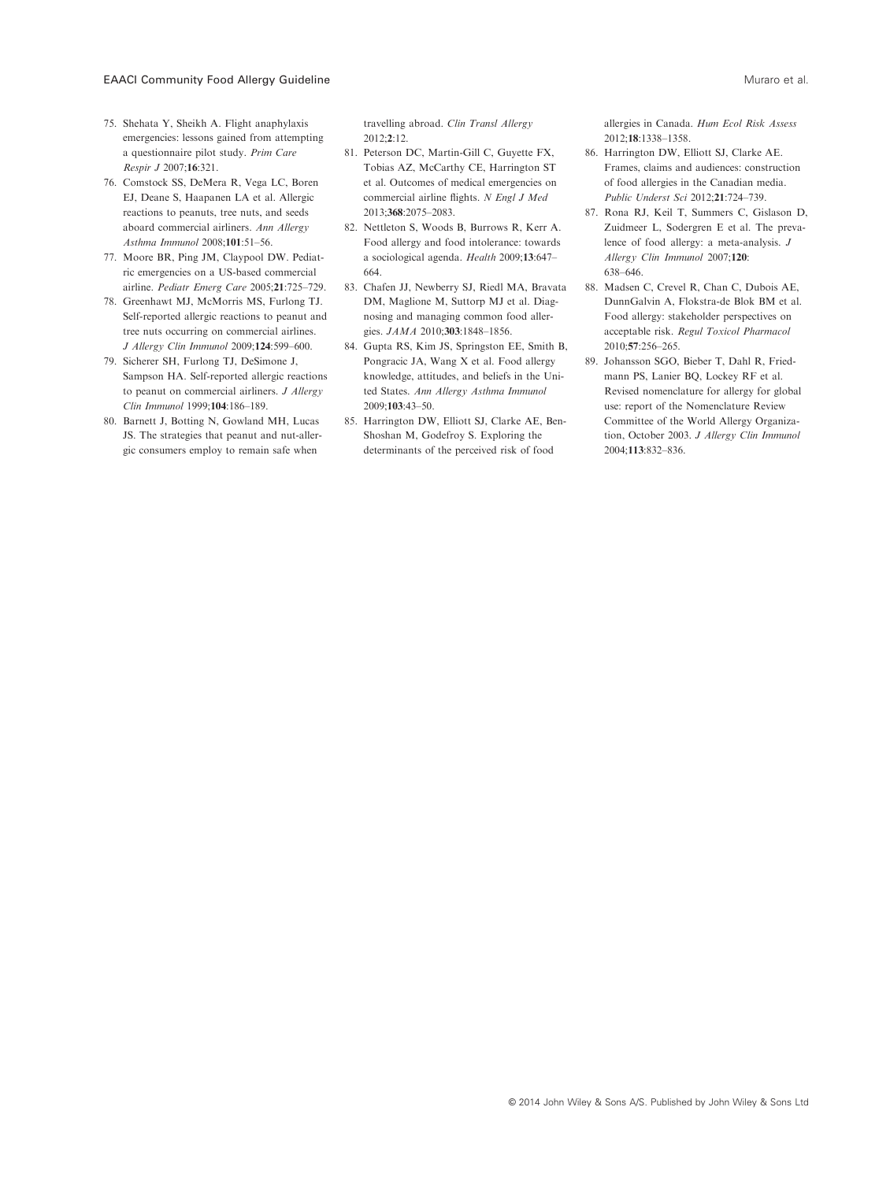75. Shehata Y, Sheikh A. Flight anaphylaxis emergencies: lessons gained from attempting a questionnaire pilot study. *Prim Care Respir J* 2007;**16**:321.
76. Comstock SS, DeMera R, Vega LC, Boren EJ, Deane S, Haapanen LA et al. Allergic reactions to peanuts, tree nuts, and seeds aboard commercial airliners. *Ann Allergy Asthma Immunol* 2008;**101**:51–56.
77. Moore BR, Ping JM, Claypool DW. Pediatric emergencies on a US-based commercial airline. *Pediatr Emerg Care* 2005;**21**:725–729.
78. Greenhawt MJ, McMorris MS, Furlong TJ. Self-reported allergic reactions to peanut and tree nuts occurring on commercial airlines. *J Allergy Clin Immunol* 2009;**124**:599–600.
79. Sicherer SH, Furlong TJ, DeSimone J, Sampson HA. Self-reported allergic reactions to peanut on commercial airliners. *J Allergy Clin Immunol* 1999;**104**:186–189.
80. Barnett J, Botting N, Gowland MH, Lucas JS. The strategies that peanut and nut-allergic consumers employ to remain safe when travelling abroad. *Clin Transl Allergy* 2012;**2**:12.
81. Peterson DC, Martin-Gill C, Guyette FX, Tobias AZ, McCarthy CE, Harrington ST et al. Outcomes of medical emergencies on commercial airline flights. *N Engl J Med* 2013;**368**:2075–2083.
82. Nettleton S, Woods B, Burrows R, Kerr A. Food allergy and food intolerance: towards a sociological agenda. *Health* 2009;**13**:647–664.
83. Chafen JJ, Newberry SJ, Riedl MA, Bravata DM, Maglione M, Suttorp MJ et al. Diagnosing and managing common food allergies. *JAMA* 2010;**303**:1848–1856.
84. Gupta RS, Kim JS, Springston EE, Smith B, Pongracic JA, Wang X et al. Food allergy knowledge, attitudes, and beliefs in the United States. *Ann Allergy Asthma Immunol* 2009;**103**:43–50.
85. Harrington DW, Elliott SJ, Clarke AE, Ben-Shoshan M, Godefroy S. Exploring the determinants of the perceived risk of food allergies in Canada. *Hum Ecol Risk Assess* 2012;**18**:1338–1358.
86. Harrington DW, Elliott SJ, Clarke AE. Frames, claims and audiences: construction of food allergies in the Canadian media. *Public Underst Sci* 2012;**21**:724–739.
87. Rona RJ, Keil T, Summers C, Gislason D, Zuidmeer L, Sodergren E et al. The prevalence of food allergy: a meta-analysis. *J Allergy Clin Immunol* 2007;**120**:638–646.
88. Madsen C, Crevel R, Chan C, Dubois AE, DunnGalvin A, Flokstra-de Blok BM et al. Food allergy: stakeholder perspectives on acceptable risk. *Regul Toxicol Pharmacol* 2010;**57**:256–265.
89. Johansson SGO, Bieber T, Dahl R, Friedmann PS, Lanier BQ, Lockey RF et al. Revised nomenclature for allergy for global use: report of the Nomenclature Review Committee of the World Allergy Organization, October 2003. *J Allergy Clin Immunol* 2004;**113**:832–836.